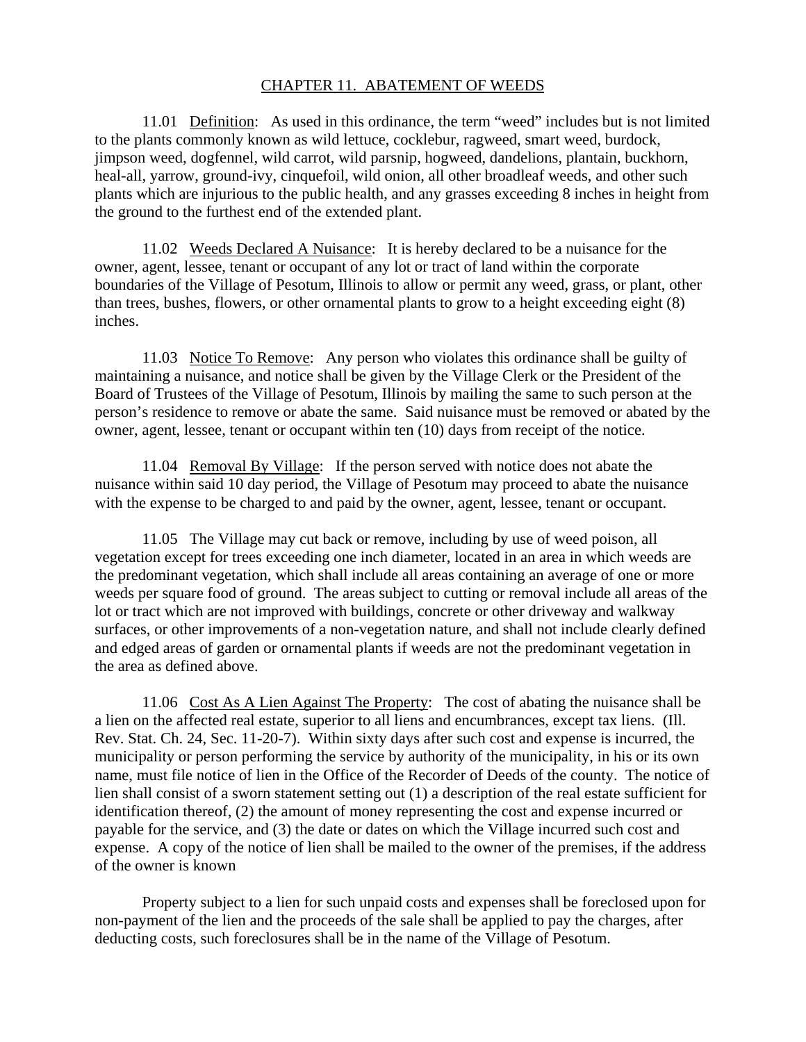# CHAPTER 11. ABATEMENT OF WEEDS

11.01 Definition: As used in this ordinance, the term "weed" includes but is not limited to the plants commonly known as wild lettuce, cocklebur, ragweed, smart weed, burdock, jimpson weed, dogfennel, wild carrot, wild parsnip, hogweed, dandelions, plantain, buckhorn, heal-all, yarrow, ground-ivy, cinquefoil, wild onion, all other broadleaf weeds, and other such plants which are injurious to the public health, and any grasses exceeding 8 inches in height from the ground to the furthest end of the extended plant.

11.02 Weeds Declared A Nuisance: It is hereby declared to be a nuisance for the owner, agent, lessee, tenant or occupant of any lot or tract of land within the corporate boundaries of the Village of Pesotum, Illinois to allow or permit any weed, grass, or plant, other than trees, bushes, flowers, or other ornamental plants to grow to a height exceeding eight (8) inches.

11.03 Notice To Remove: Any person who violates this ordinance shall be guilty of maintaining a nuisance, and notice shall be given by the Village Clerk or the President of the Board of Trustees of the Village of Pesotum, Illinois by mailing the same to such person at the person's residence to remove or abate the same. Said nuisance must be removed or abated by the owner, agent, lessee, tenant or occupant within ten (10) days from receipt of the notice.

11.04 Removal By Village: If the person served with notice does not abate the nuisance within said 10 day period, the Village of Pesotum may proceed to abate the nuisance with the expense to be charged to and paid by the owner, agent, lessee, tenant or occupant.

11.05 The Village may cut back or remove, including by use of weed poison, all vegetation except for trees exceeding one inch diameter, located in an area in which weeds are the predominant vegetation, which shall include all areas containing an average of one or more weeds per square food of ground. The areas subject to cutting or removal include all areas of the lot or tract which are not improved with buildings, concrete or other driveway and walkway surfaces, or other improvements of a non-vegetation nature, and shall not include clearly defined and edged areas of garden or ornamental plants if weeds are not the predominant vegetation in the area as defined above.

11.06 Cost As A Lien Against The Property: The cost of abating the nuisance shall be a lien on the affected real estate, superior to all liens and encumbrances, except tax liens. (Ill. Rev. Stat. Ch. 24, Sec. 11-20-7). Within sixty days after such cost and expense is incurred, the municipality or person performing the service by authority of the municipality, in his or its own name, must file notice of lien in the Office of the Recorder of Deeds of the county. The notice of lien shall consist of a sworn statement setting out (1) a description of the real estate sufficient for identification thereof, (2) the amount of money representing the cost and expense incurred or payable for the service, and (3) the date or dates on which the Village incurred such cost and expense. A copy of the notice of lien shall be mailed to the owner of the premises, if the address of the owner is known

Property subject to a lien for such unpaid costs and expenses shall be foreclosed upon for non-payment of the lien and the proceeds of the sale shall be applied to pay the charges, after deducting costs, such foreclosures shall be in the name of the Village of Pesotum.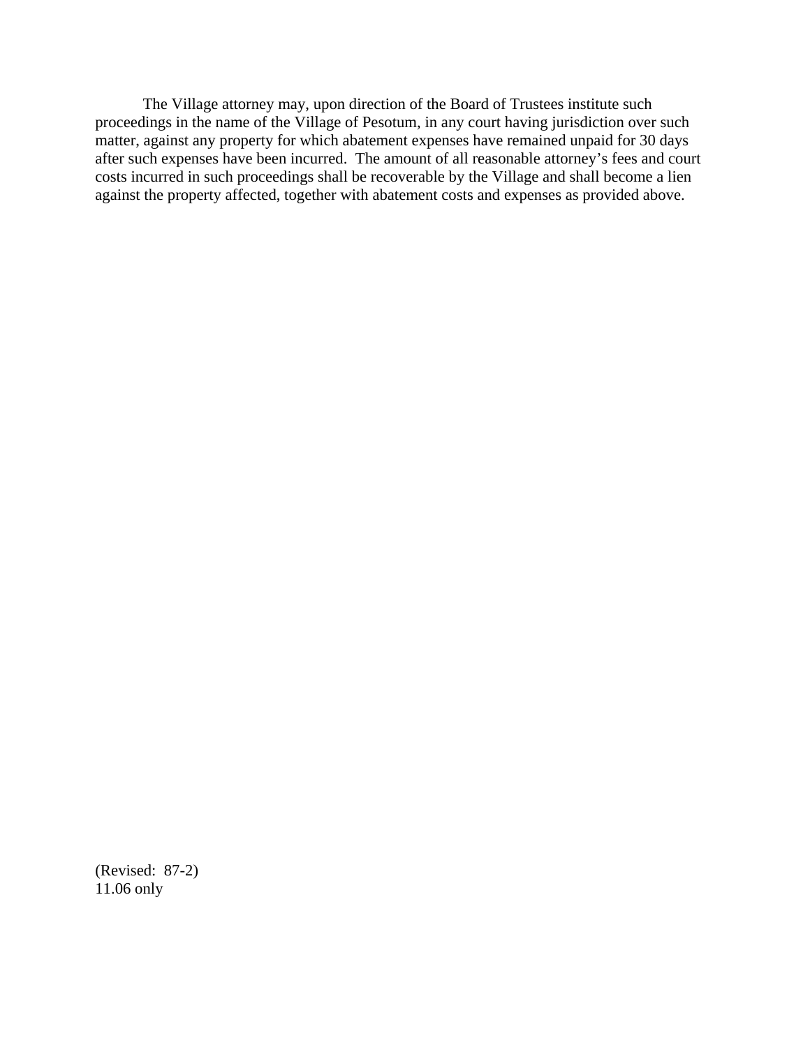The Village attorney may, upon direction of the Board of Trustees institute such proceedings in the name of the Village of Pesotum, in any court having jurisdiction over such matter, against any property for which abatement expenses have remained unpaid for 30 days after such expenses have been incurred. The amount of all reasonable attorney's fees and court costs incurred in such proceedings shall be recoverable by the Village and shall become a lien against the property affected, together with abatement costs and expenses as provided above.

(Revised: 87-2)
11.06 only